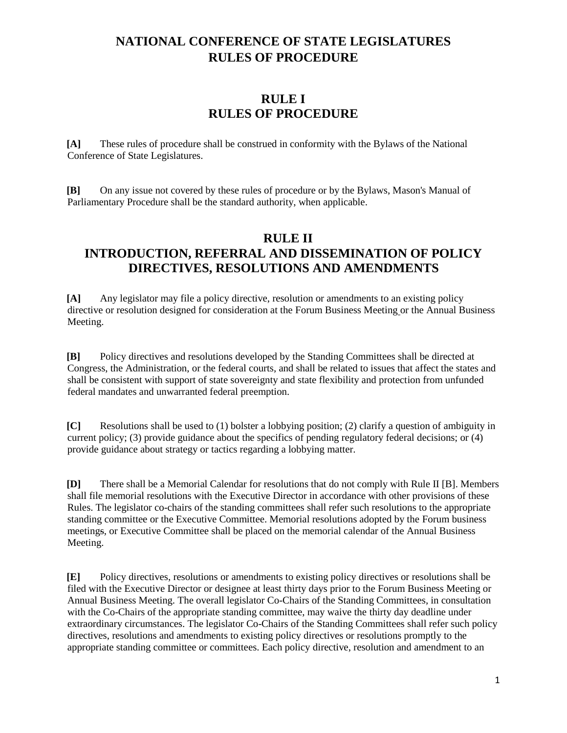# NATIONAL CONFERENCE OF STATE LEGISLATURES RULES OF PROCEDURE

## RULE I
## RULES OF PROCEDURE

**[A]** These rules of procedure shall be construed in conformity with the Bylaws of the National Conference of State Legislatures.

**[B]** On any issue not covered by these rules of procedure or by the Bylaws, Mason's Manual of Parliamentary Procedure shall be the standard authority, when applicable.

## RULE II
## INTRODUCTION, REFERRAL AND DISSEMINATION OF POLICY DIRECTIVES, RESOLUTIONS AND AMENDMENTS

**[A]** Any legislator may file a policy directive, resolution or amendments to an existing policy directive or resolution designed for consideration at the Forum Business Meeting or the Annual Business Meeting.

**[B]** Policy directives and resolutions developed by the Standing Committees shall be directed at Congress, the Administration, or the federal courts, and shall be related to issues that affect the states and shall be consistent with support of state sovereignty and state flexibility and protection from unfunded federal mandates and unwarranted federal preemption.

**[C]** Resolutions shall be used to (1) bolster a lobbying position; (2) clarify a question of ambiguity in current policy; (3) provide guidance about the specifics of pending regulatory federal decisions; or (4) provide guidance about strategy or tactics regarding a lobbying matter.

**[D]** There shall be a Memorial Calendar for resolutions that do not comply with Rule II [B]. Members shall file memorial resolutions with the Executive Director in accordance with other provisions of these Rules. The legislator co-chairs of the standing committees shall refer such resolutions to the appropriate standing committee or the Executive Committee. Memorial resolutions adopted by the Forum business meetings, or Executive Committee shall be placed on the memorial calendar of the Annual Business Meeting.

**[E]** Policy directives, resolutions or amendments to existing policy directives or resolutions shall be filed with the Executive Director or designee at least thirty days prior to the Forum Business Meeting or Annual Business Meeting. The overall legislator Co-Chairs of the Standing Committees, in consultation with the Co-Chairs of the appropriate standing committee, may waive the thirty day deadline under extraordinary circumstances. The legislator Co-Chairs of the Standing Committees shall refer such policy directives, resolutions and amendments to existing policy directives or resolutions promptly to the appropriate standing committee or committees. Each policy directive, resolution and amendment to an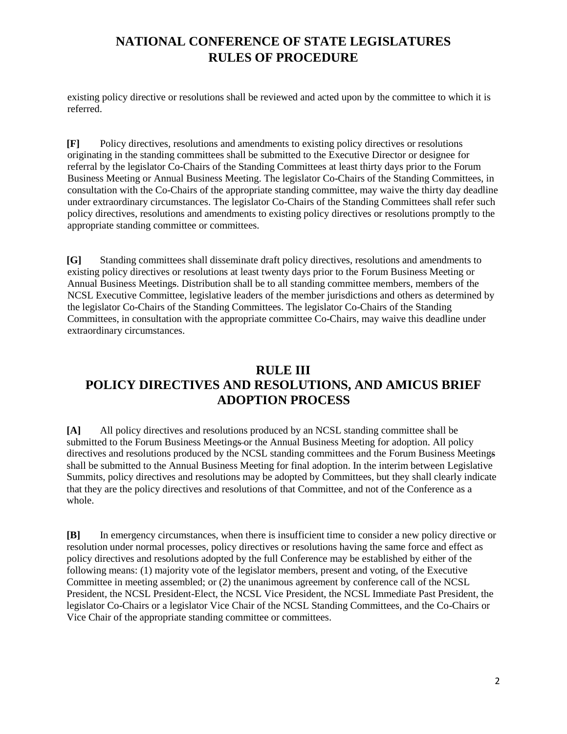existing policy directive or resolutions shall be reviewed and acted upon by the committee to which it is referred.

**[F]** Policy directives, resolutions and amendments to existing policy directives or resolutions originating in the standing committees shall be submitted to the Executive Director or designee for referral by the legislator Co-Chairs of the Standing Committees at least thirty days prior to the Forum Business Meeting or Annual Business Meeting. The legislator Co-Chairs of the Standing Committees, in consultation with the Co-Chairs of the appropriate standing committee, may waive the thirty day deadline under extraordinary circumstances. The legislator Co-Chairs of the Standing Committees shall refer such policy directives, resolutions and amendments to existing policy directives or resolutions promptly to the appropriate standing committee or committees.

**[G]** Standing committees shall disseminate draft policy directives, resolutions and amendments to existing policy directives or resolutions at least twenty days prior to the Forum Business Meeting or Annual Business Meetings. Distribution shall be to all standing committee members, members of the NCSL Executive Committee, legislative leaders of the member jurisdictions and others as determined by the legislator Co-Chairs of the Standing Committees. The legislator Co-Chairs of the Standing Committees, in consultation with the appropriate committee Co-Chairs, may waive this deadline under extraordinary circumstances.

## RULE III
## POLICY DIRECTIVES AND RESOLUTIONS, AND AMICUS BRIEF ADOPTION PROCESS

**[A]** All policy directives and resolutions produced by an NCSL standing committee shall be submitted to the Forum Business Meetings or the Annual Business Meeting for adoption. All policy directives and resolutions produced by the NCSL standing committees and the Forum Business Meetings shall be submitted to the Annual Business Meeting for final adoption. In the interim between Legislative Summits, policy directives and resolutions may be adopted by Committees, but they shall clearly indicate that they are the policy directives and resolutions of that Committee, and not of the Conference as a whole.

**[B]** In emergency circumstances, when there is insufficient time to consider a new policy directive or resolution under normal processes, policy directives or resolutions having the same force and effect as policy directives and resolutions adopted by the full Conference may be established by either of the following means: (1) majority vote of the legislator members, present and voting, of the Executive Committee in meeting assembled; or (2) the unanimous agreement by conference call of the NCSL President, the NCSL President-Elect, the NCSL Vice President, the NCSL Immediate Past President, the legislator Co-Chairs or a legislator Vice Chair of the NCSL Standing Committees, and the Co-Chairs or Vice Chair of the appropriate standing committee or committees.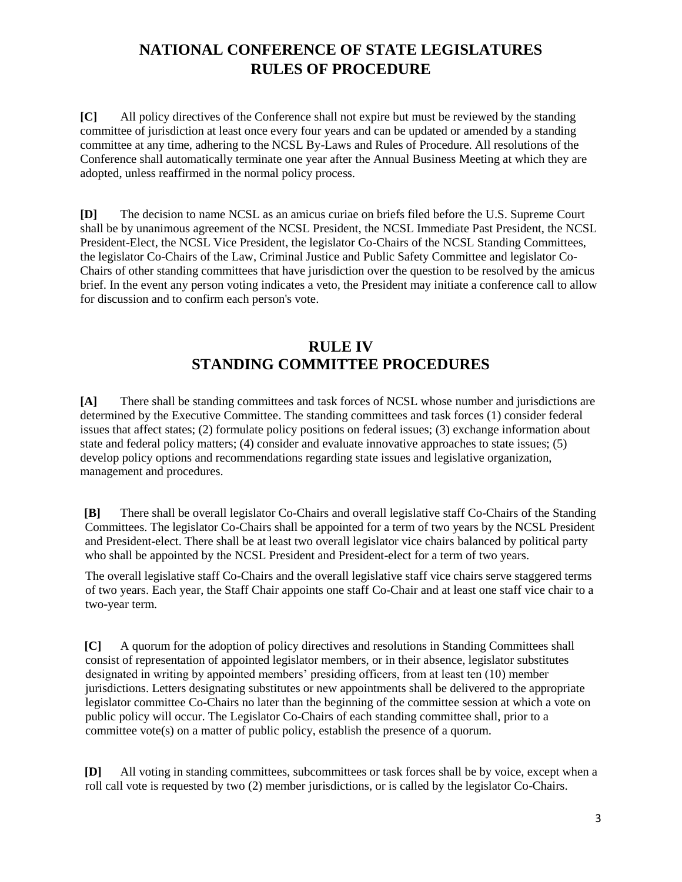# NATIONAL CONFERENCE OF STATE LEGISLATURES RULES OF PROCEDURE

**[C]** All policy directives of the Conference shall not expire but must be reviewed by the standing committee of jurisdiction at least once every four years and can be updated or amended by a standing committee at any time, adhering to the NCSL By-Laws and Rules of Procedure. All resolutions of the Conference shall automatically terminate one year after the Annual Business Meeting at which they are adopted, unless reaffirmed in the normal policy process.

**[D]** The decision to name NCSL as an amicus curiae on briefs filed before the U.S. Supreme Court shall be by unanimous agreement of the NCSL President, the NCSL Immediate Past President, the NCSL President-Elect, the NCSL Vice President, the legislator Co-Chairs of the NCSL Standing Committees, the legislator Co-Chairs of the Law, Criminal Justice and Public Safety Committee and legislator Co-Chairs of other standing committees that have jurisdiction over the question to be resolved by the amicus brief. In the event any person voting indicates a veto, the President may initiate a conference call to allow for discussion and to confirm each person's vote.

## RULE IV STANDING COMMITTEE PROCEDURES

**[A]** There shall be standing committees and task forces of NCSL whose number and jurisdictions are determined by the Executive Committee. The standing committees and task forces (1) consider federal issues that affect states; (2) formulate policy positions on federal issues; (3) exchange information about state and federal policy matters; (4) consider and evaluate innovative approaches to state issues; (5) develop policy options and recommendations regarding state issues and legislative organization, management and procedures.

**[B]** There shall be overall legislator Co-Chairs and overall legislative staff Co-Chairs of the Standing Committees. The legislator Co-Chairs shall be appointed for a term of two years by the NCSL President and President-elect. There shall be at least two overall legislator vice chairs balanced by political party who shall be appointed by the NCSL President and President-elect for a term of two years.

The overall legislative staff Co-Chairs and the overall legislative staff vice chairs serve staggered terms of two years. Each year, the Staff Chair appoints one staff Co-Chair and at least one staff vice chair to a two-year term.

**[C]** A quorum for the adoption of policy directives and resolutions in Standing Committees shall consist of representation of appointed legislator members, or in their absence, legislator substitutes designated in writing by appointed members' presiding officers, from at least ten (10) member jurisdictions. Letters designating substitutes or new appointments shall be delivered to the appropriate legislator committee Co-Chairs no later than the beginning of the committee session at which a vote on public policy will occur. The Legislator Co-Chairs of each standing committee shall, prior to a committee vote(s) on a matter of public policy, establish the presence of a quorum.

**[D]** All voting in standing committees, subcommittees or task forces shall be by voice, except when a roll call vote is requested by two (2) member jurisdictions, or is called by the legislator Co-Chairs.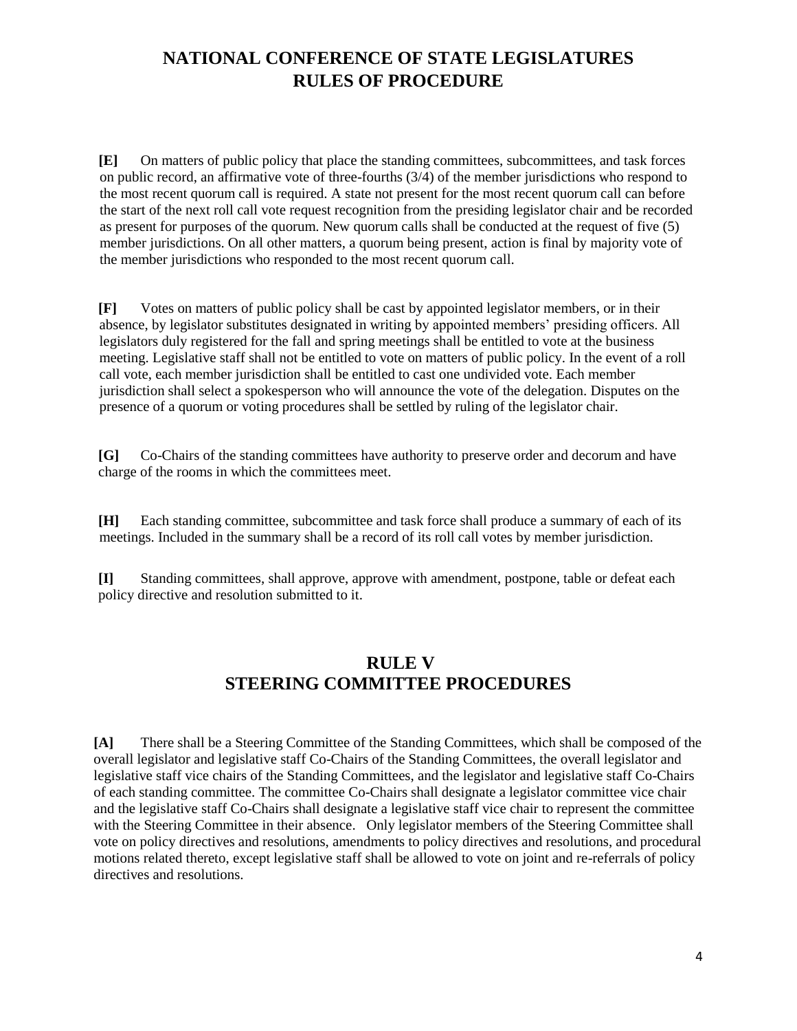# NATIONAL CONFERENCE OF STATE LEGISLATURES RULES OF PROCEDURE

**[E]** On matters of public policy that place the standing committees, subcommittees, and task forces on public record, an affirmative vote of three-fourths (3/4) of the member jurisdictions who respond to the most recent quorum call is required. A state not present for the most recent quorum call can before the start of the next roll call vote request recognition from the presiding legislator chair and be recorded as present for purposes of the quorum. New quorum calls shall be conducted at the request of five (5) member jurisdictions. On all other matters, a quorum being present, action is final by majority vote of the member jurisdictions who responded to the most recent quorum call.

**[F]** Votes on matters of public policy shall be cast by appointed legislator members, or in their absence, by legislator substitutes designated in writing by appointed members' presiding officers. All legislators duly registered for the fall and spring meetings shall be entitled to vote at the business meeting. Legislative staff shall not be entitled to vote on matters of public policy. In the event of a roll call vote, each member jurisdiction shall be entitled to cast one undivided vote. Each member jurisdiction shall select a spokesperson who will announce the vote of the delegation. Disputes on the presence of a quorum or voting procedures shall be settled by ruling of the legislator chair.

**[G]** Co-Chairs of the standing committees have authority to preserve order and decorum and have charge of the rooms in which the committees meet.

**[H]** Each standing committee, subcommittee and task force shall produce a summary of each of its meetings. Included in the summary shall be a record of its roll call votes by member jurisdiction.

**[I]** Standing committees, shall approve, approve with amendment, postpone, table or defeat each policy directive and resolution submitted to it.

## RULE V
## STEERING COMMITTEE PROCEDURES

**[A]** There shall be a Steering Committee of the Standing Committees, which shall be composed of the overall legislator and legislative staff Co-Chairs of the Standing Committees, the overall legislator and legislative staff vice chairs of the Standing Committees, and the legislator and legislative staff Co-Chairs of each standing committee. The committee Co-Chairs shall designate a legislator committee vice chair and the legislative staff Co-Chairs shall designate a legislative staff vice chair to represent the committee with the Steering Committee in their absence. Only legislator members of the Steering Committee shall vote on policy directives and resolutions, amendments to policy directives and resolutions, and procedural motions related thereto, except legislative staff shall be allowed to vote on joint and re-referrals of policy directives and resolutions.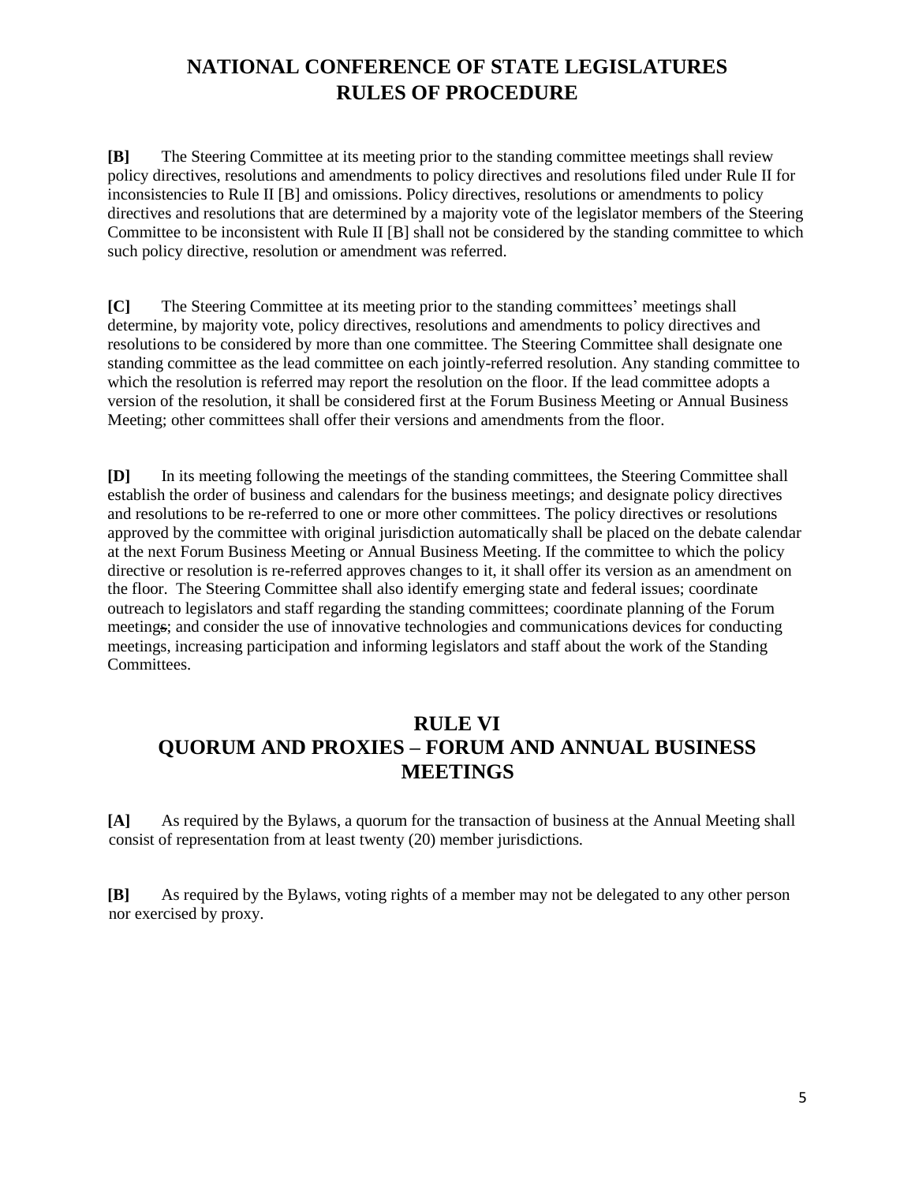# NATIONAL CONFERENCE OF STATE LEGISLATURES RULES OF PROCEDURE

**[B]** The Steering Committee at its meeting prior to the standing committee meetings shall review policy directives, resolutions and amendments to policy directives and resolutions filed under Rule II for inconsistencies to Rule II [B] and omissions. Policy directives, resolutions or amendments to policy directives and resolutions that are determined by a majority vote of the legislator members of the Steering Committee to be inconsistent with Rule II [B] shall not be considered by the standing committee to which such policy directive, resolution or amendment was referred.

**[C]** The Steering Committee at its meeting prior to the standing committees' meetings shall determine, by majority vote, policy directives, resolutions and amendments to policy directives and resolutions to be considered by more than one committee. The Steering Committee shall designate one standing committee as the lead committee on each jointly-referred resolution. Any standing committee to which the resolution is referred may report the resolution on the floor. If the lead committee adopts a version of the resolution, it shall be considered first at the Forum Business Meeting or Annual Business Meeting; other committees shall offer their versions and amendments from the floor.

**[D]** In its meeting following the meetings of the standing committees, the Steering Committee shall establish the order of business and calendars for the business meetings; and designate policy directives and resolutions to be re-referred to one or more other committees. The policy directives or resolutions approved by the committee with original jurisdiction automatically shall be placed on the debate calendar at the next Forum Business Meeting or Annual Business Meeting. If the committee to which the policy directive or resolution is re-referred approves changes to it, it shall offer its version as an amendment on the floor. The Steering Committee shall also identify emerging state and federal issues; coordinate outreach to legislators and staff regarding the standing committees; coordinate planning of the Forum meetings; and consider the use of innovative technologies and communications devices for conducting meetings, increasing participation and informing legislators and staff about the work of the Standing Committees.

## RULE VI
## QUORUM AND PROXIES – FORUM AND ANNUAL BUSINESS MEETINGS

**[A]** As required by the Bylaws, a quorum for the transaction of business at the Annual Meeting shall consist of representation from at least twenty (20) member jurisdictions.

**[B]** As required by the Bylaws, voting rights of a member may not be delegated to any other person nor exercised by proxy.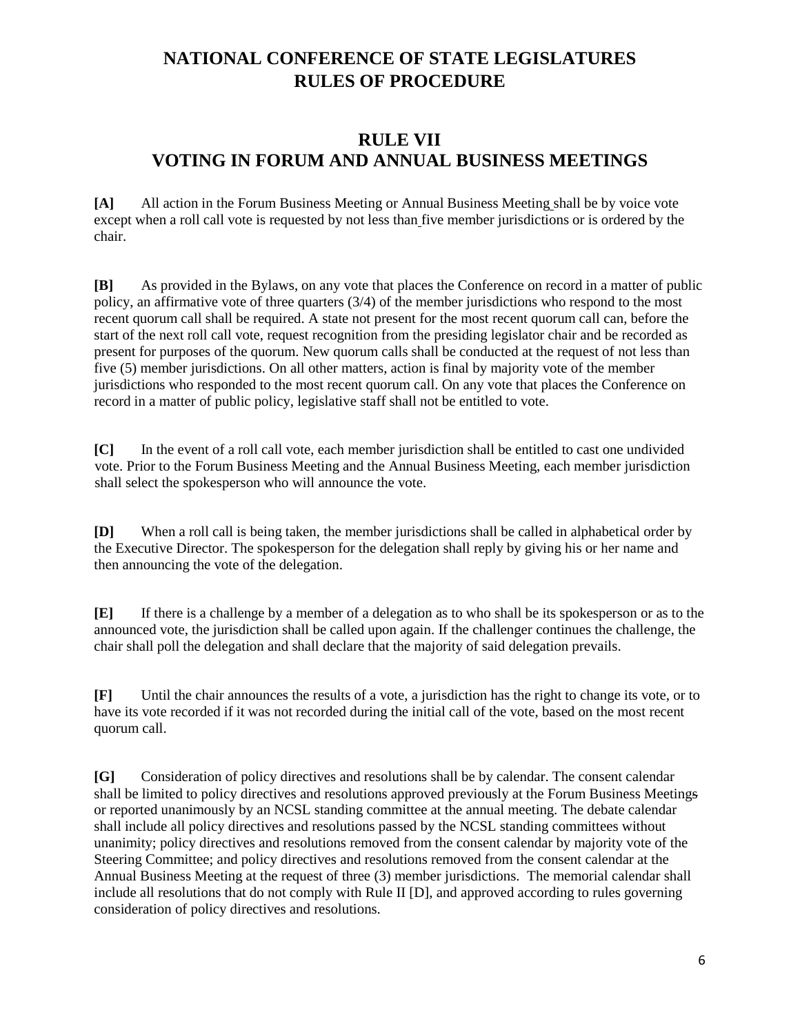# NATIONAL CONFERENCE OF STATE LEGISLATURES RULES OF PROCEDURE

## RULE VII
## VOTING IN FORUM AND ANNUAL BUSINESS MEETINGS

**[A]** All action in the Forum Business Meeting or Annual Business Meeting shall be by voice vote except when a roll call vote is requested by not less than five member jurisdictions or is ordered by the chair.

**[B]** As provided in the Bylaws, on any vote that places the Conference on record in a matter of public policy, an affirmative vote of three quarters (3/4) of the member jurisdictions who respond to the most recent quorum call shall be required. A state not present for the most recent quorum call can, before the start of the next roll call vote, request recognition from the presiding legislator chair and be recorded as present for purposes of the quorum. New quorum calls shall be conducted at the request of not less than five (5) member jurisdictions. On all other matters, action is final by majority vote of the member jurisdictions who responded to the most recent quorum call. On any vote that places the Conference on record in a matter of public policy, legislative staff shall not be entitled to vote.

**[C]** In the event of a roll call vote, each member jurisdiction shall be entitled to cast one undivided vote. Prior to the Forum Business Meeting and the Annual Business Meeting, each member jurisdiction shall select the spokesperson who will announce the vote.

**[D]** When a roll call is being taken, the member jurisdictions shall be called in alphabetical order by the Executive Director. The spokesperson for the delegation shall reply by giving his or her name and then announcing the vote of the delegation.

**[E]** If there is a challenge by a member of a delegation as to who shall be its spokesperson or as to the announced vote, the jurisdiction shall be called upon again. If the challenger continues the challenge, the chair shall poll the delegation and shall declare that the majority of said delegation prevails.

**[F]** Until the chair announces the results of a vote, a jurisdiction has the right to change its vote, or to have its vote recorded if it was not recorded during the initial call of the vote, based on the most recent quorum call.

**[G]** Consideration of policy directives and resolutions shall be by calendar. The consent calendar shall be limited to policy directives and resolutions approved previously at the Forum Business Meetings or reported unanimously by an NCSL standing committee at the annual meeting. The debate calendar shall include all policy directives and resolutions passed by the NCSL standing committees without unanimity; policy directives and resolutions removed from the consent calendar by majority vote of the Steering Committee; and policy directives and resolutions removed from the consent calendar at the Annual Business Meeting at the request of three (3) member jurisdictions. The memorial calendar shall include all resolutions that do not comply with Rule II [D], and approved according to rules governing consideration of policy directives and resolutions.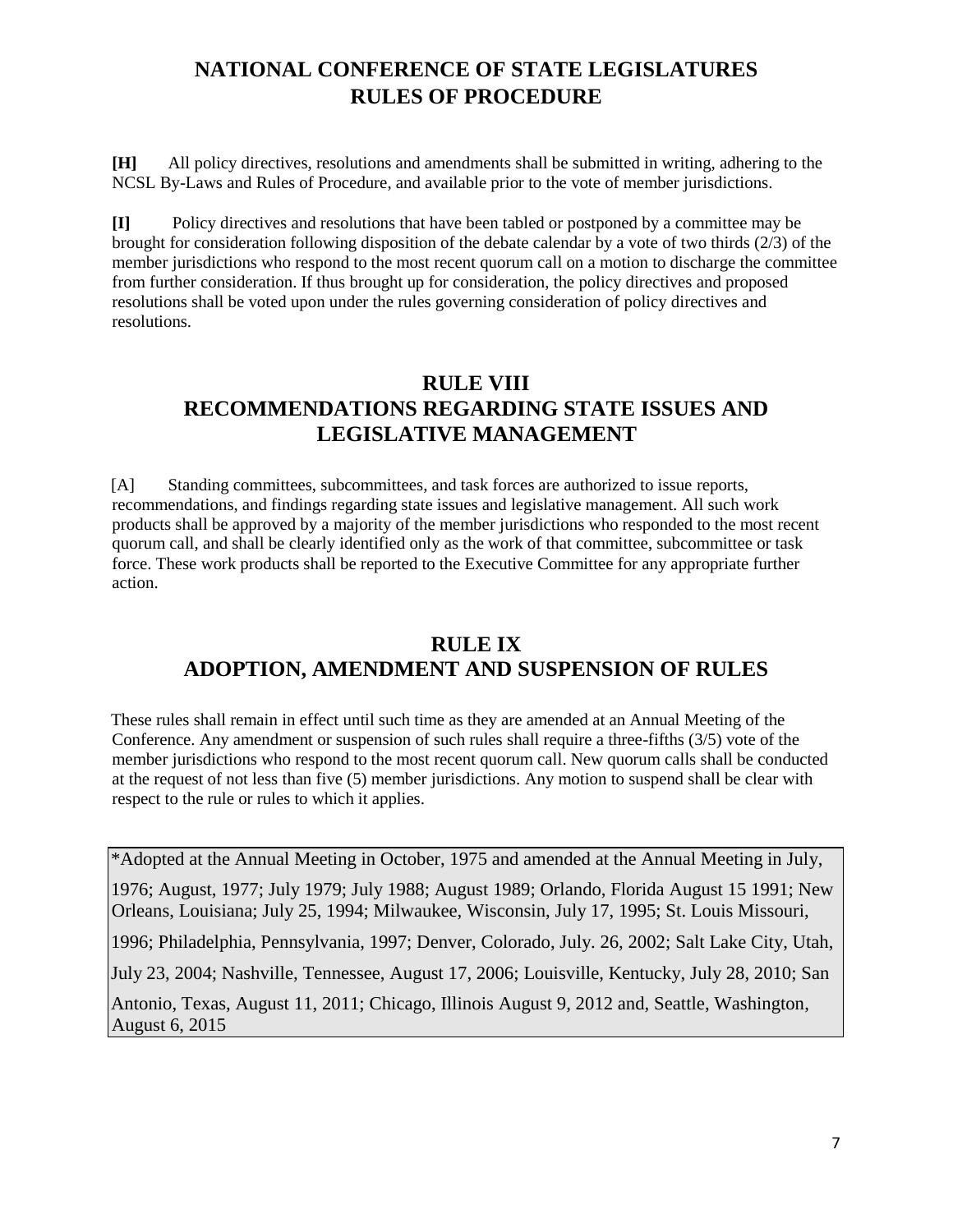# NATIONAL CONFERENCE OF STATE LEGISLATURES RULES OF PROCEDURE

**[H]** All policy directives, resolutions and amendments shall be submitted in writing, adhering to the NCSL By-Laws and Rules of Procedure, and available prior to the vote of member jurisdictions.

**[I]** Policy directives and resolutions that have been tabled or postponed by a committee may be brought for consideration following disposition of the debate calendar by a vote of two thirds (2/3) of the member jurisdictions who respond to the most recent quorum call on a motion to discharge the committee from further consideration. If thus brought up for consideration, the policy directives and proposed resolutions shall be voted upon under the rules governing consideration of policy directives and resolutions.

## RULE VIII
## RECOMMENDATIONS REGARDING STATE ISSUES AND LEGISLATIVE MANAGEMENT

[A] Standing committees, subcommittees, and task forces are authorized to issue reports, recommendations, and findings regarding state issues and legislative management. All such work products shall be approved by a majority of the member jurisdictions who responded to the most recent quorum call, and shall be clearly identified only as the work of that committee, subcommittee or task force. These work products shall be reported to the Executive Committee for any appropriate further action.

## RULE IX
## ADOPTION, AMENDMENT AND SUSPENSION OF RULES

These rules shall remain in effect until such time as they are amended at an Annual Meeting of the Conference. Any amendment or suspension of such rules shall require a three-fifths (3/5) vote of the member jurisdictions who respond to the most recent quorum call. New quorum calls shall be conducted at the request of not less than five (5) member jurisdictions. Any motion to suspend shall be clear with respect to the rule or rules to which it applies.

*Adopted at the Annual Meeting in October, 1975 and amended at the Annual Meeting in July, 1976; August, 1977; July 1979; July 1988; August 1989; Orlando, Florida August 15 1991; New Orleans, Louisiana; July 25, 1994; Milwaukee, Wisconsin, July 17, 1995; St. Louis Missouri, 1996; Philadelphia, Pennsylvania, 1997; Denver, Colorado, July. 26, 2002; Salt Lake City, Utah, July 23, 2004; Nashville, Tennessee, August 17, 2006; Louisville, Kentucky, July 28, 2010; San Antonio, Texas, August 11, 2011; Chicago, Illinois August 9, 2012 and, Seattle, Washington, August 6, 2015